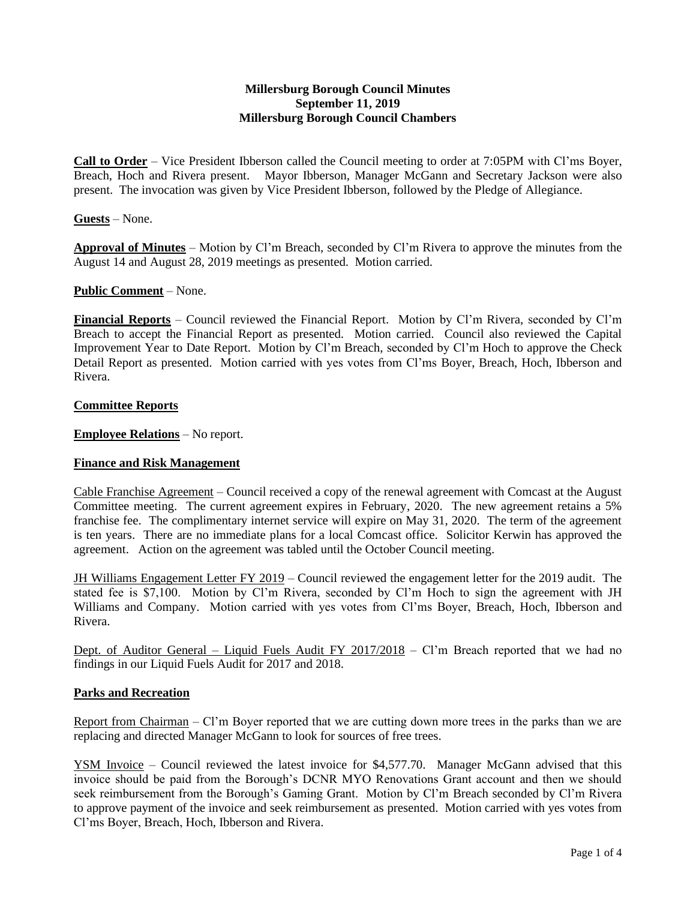**Millersburg Borough Council Minutes**
**September 11, 2019**
**Millersburg Borough Council Chambers**

**Call to Order** – Vice President Ibberson called the Council meeting to order at 7:05PM with Cl'ms Boyer, Breach, Hoch and Rivera present. Mayor Ibberson, Manager McGann and Secretary Jackson were also present. The invocation was given by Vice President Ibberson, followed by the Pledge of Allegiance.

**Guests** – None.

**Approval of Minutes** – Motion by Cl'm Breach, seconded by Cl'm Rivera to approve the minutes from the August 14 and August 28, 2019 meetings as presented. Motion carried.

**Public Comment** – None.

**Financial Reports** – Council reviewed the Financial Report. Motion by Cl'm Rivera, seconded by Cl'm Breach to accept the Financial Report as presented. Motion carried. Council also reviewed the Capital Improvement Year to Date Report. Motion by Cl'm Breach, seconded by Cl'm Hoch to approve the Check Detail Report as presented. Motion carried with yes votes from Cl'ms Boyer, Breach, Hoch, Ibberson and Rivera.

**Committee Reports**

**Employee Relations** – No report.

**Finance and Risk Management**

Cable Franchise Agreement – Council received a copy of the renewal agreement with Comcast at the August Committee meeting. The current agreement expires in February, 2020. The new agreement retains a 5% franchise fee. The complimentary internet service will expire on May 31, 2020. The term of the agreement is ten years. There are no immediate plans for a local Comcast office. Solicitor Kerwin has approved the agreement. Action on the agreement was tabled until the October Council meeting.

JH Williams Engagement Letter FY 2019 – Council reviewed the engagement letter for the 2019 audit. The stated fee is $7,100. Motion by Cl'm Rivera, seconded by Cl'm Hoch to sign the agreement with JH Williams and Company. Motion carried with yes votes from Cl'ms Boyer, Breach, Hoch, Ibberson and Rivera.

Dept. of Auditor General – Liquid Fuels Audit FY 2017/2018 – Cl'm Breach reported that we had no findings in our Liquid Fuels Audit for 2017 and 2018.

**Parks and Recreation**

Report from Chairman – Cl'm Boyer reported that we are cutting down more trees in the parks than we are replacing and directed Manager McGann to look for sources of free trees.

YSM Invoice – Council reviewed the latest invoice for $4,577.70. Manager McGann advised that this invoice should be paid from the Borough's DCNR MYO Renovations Grant account and then we should seek reimbursement from the Borough's Gaming Grant. Motion by Cl'm Breach seconded by Cl'm Rivera to approve payment of the invoice and seek reimbursement as presented. Motion carried with yes votes from Cl'ms Boyer, Breach, Hoch, Ibberson and Rivera.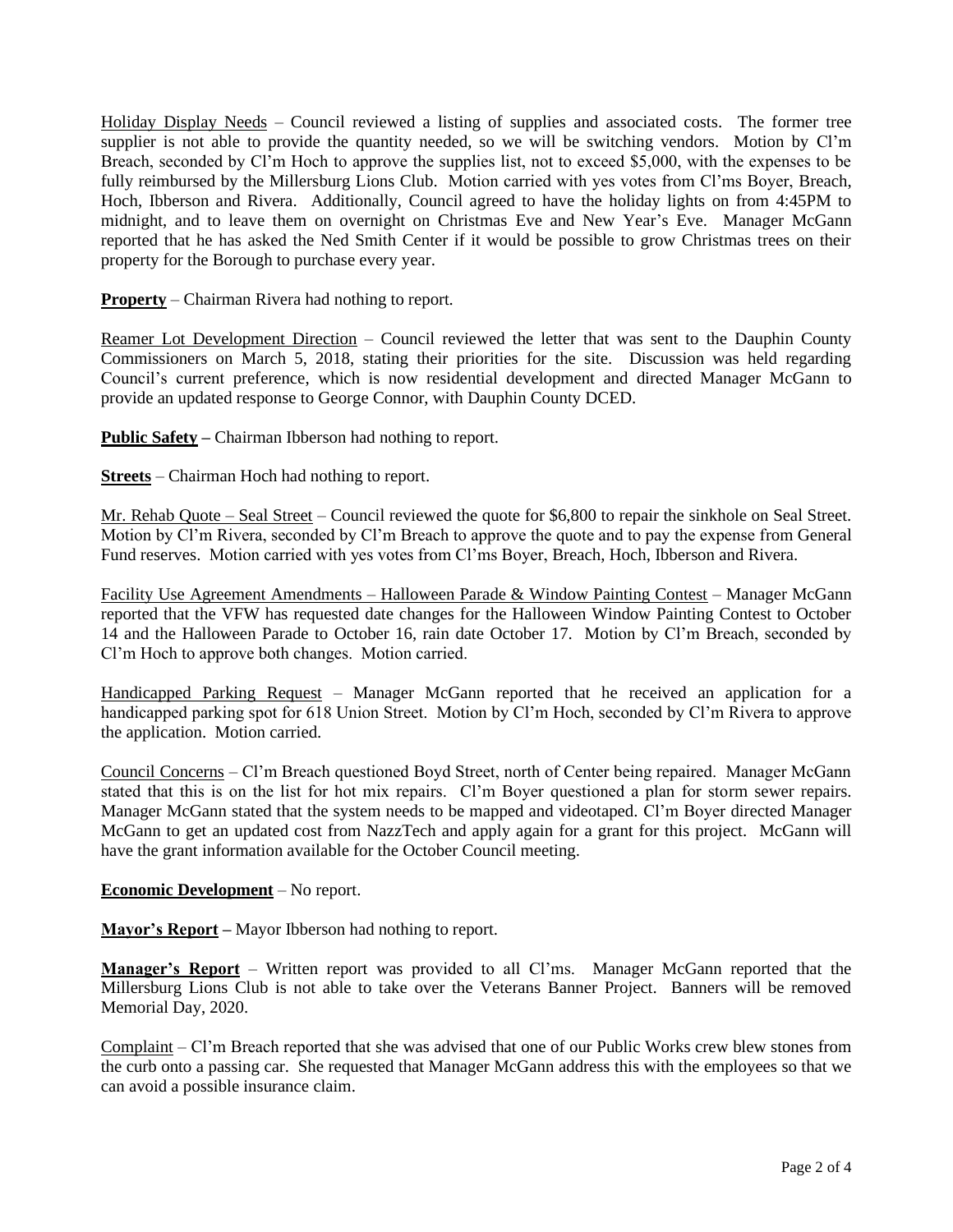<u>Holiday Display Needs</u> – Council reviewed a listing of supplies and associated costs. The former tree supplier is not able to provide the quantity needed, so we will be switching vendors. Motion by Cl'm Breach, seconded by Cl'm Hoch to approve the supplies list, not to exceed $5,000, with the expenses to be fully reimbursed by the Millersburg Lions Club. Motion carried with yes votes from Cl'ms Boyer, Breach, Hoch, Ibberson and Rivera. Additionally, Council agreed to have the holiday lights on from 4:45PM to midnight, and to leave them on overnight on Christmas Eve and New Year's Eve. Manager McGann reported that he has asked the Ned Smith Center if it would be possible to grow Christmas trees on their property for the Borough to purchase every year.

**<u>Property</u>** – Chairman Rivera had nothing to report.

<u>Reamer Lot Development Direction</u> – Council reviewed the letter that was sent to the Dauphin County Commissioners on March 5, 2018, stating their priorities for the site. Discussion was held regarding Council's current preference, which is now residential development and directed Manager McGann to provide an updated response to George Connor, with Dauphin County DCED.

**<u>Public Safety</u> –** Chairman Ibberson had nothing to report.

**<u>Streets</u>** – Chairman Hoch had nothing to report.

<u>Mr. Rehab Quote – Seal Street</u> – Council reviewed the quote for $6,800 to repair the sinkhole on Seal Street. Motion by Cl'm Rivera, seconded by Cl'm Breach to approve the quote and to pay the expense from General Fund reserves. Motion carried with yes votes from Cl'ms Boyer, Breach, Hoch, Ibberson and Rivera.

<u>Facility Use Agreement Amendments – Halloween Parade & Window Painting Contest</u> – Manager McGann reported that the VFW has requested date changes for the Halloween Window Painting Contest to October 14 and the Halloween Parade to October 16, rain date October 17. Motion by Cl'm Breach, seconded by Cl'm Hoch to approve both changes. Motion carried.

<u>Handicapped Parking Request</u> – Manager McGann reported that he received an application for a handicapped parking spot for 618 Union Street. Motion by Cl'm Hoch, seconded by Cl'm Rivera to approve the application. Motion carried.

<u>Council Concerns</u> – Cl'm Breach questioned Boyd Street, north of Center being repaired. Manager McGann stated that this is on the list for hot mix repairs. Cl'm Boyer questioned a plan for storm sewer repairs. Manager McGann stated that the system needs to be mapped and videotaped. Cl'm Boyer directed Manager McGann to get an updated cost from NazzTech and apply again for a grant for this project. McGann will have the grant information available for the October Council meeting.

**<u>Economic Development</u>** – No report.

**<u>Mayor's Report</u> –** Mayor Ibberson had nothing to report.

**<u>Manager's Report</u>** – Written report was provided to all Cl'ms. Manager McGann reported that the Millersburg Lions Club is not able to take over the Veterans Banner Project. Banners will be removed Memorial Day, 2020.

<u>Complaint</u> – Cl'm Breach reported that she was advised that one of our Public Works crew blew stones from the curb onto a passing car. She requested that Manager McGann address this with the employees so that we can avoid a possible insurance claim.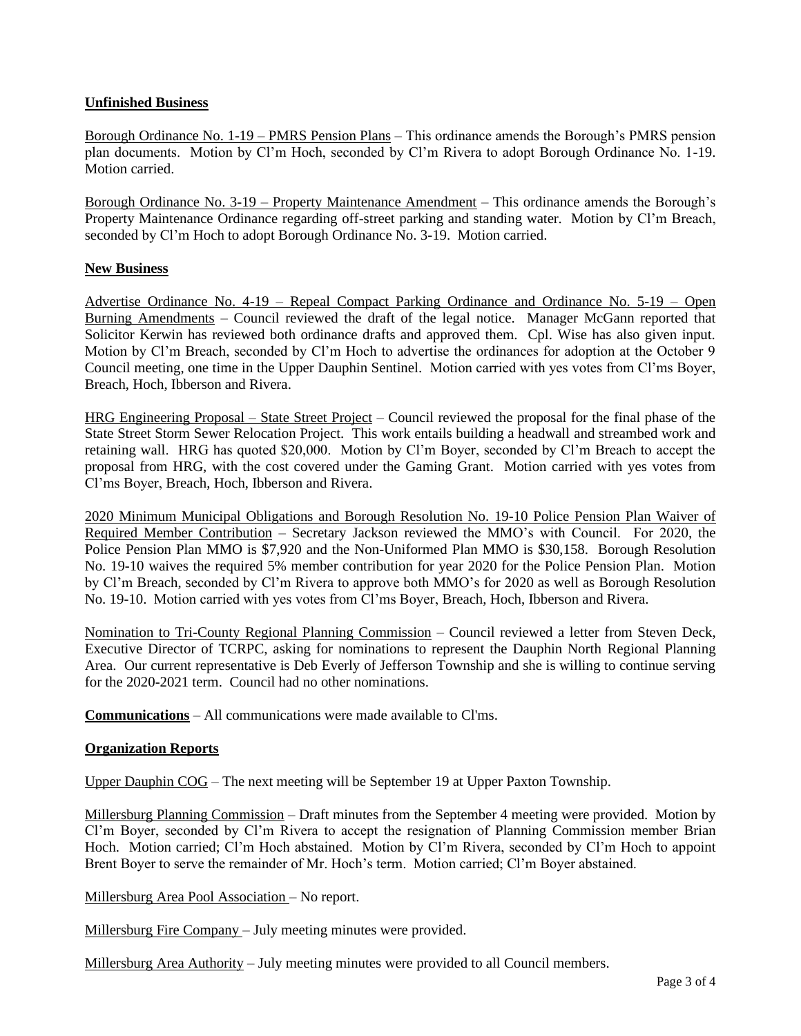**Unfinished Business**

Borough Ordinance No. 1-19 – PMRS Pension Plans – This ordinance amends the Borough's PMRS pension plan documents. Motion by Cl'm Hoch, seconded by Cl'm Rivera to adopt Borough Ordinance No. 1-19. Motion carried.

Borough Ordinance No. 3-19 – Property Maintenance Amendment – This ordinance amends the Borough's Property Maintenance Ordinance regarding off-street parking and standing water. Motion by Cl'm Breach, seconded by Cl'm Hoch to adopt Borough Ordinance No. 3-19. Motion carried.

**New Business**

Advertise Ordinance No. 4-19 – Repeal Compact Parking Ordinance and Ordinance No. 5-19 – Open Burning Amendments – Council reviewed the draft of the legal notice. Manager McGann reported that Solicitor Kerwin has reviewed both ordinance drafts and approved them. Cpl. Wise has also given input. Motion by Cl'm Breach, seconded by Cl'm Hoch to advertise the ordinances for adoption at the October 9 Council meeting, one time in the Upper Dauphin Sentinel. Motion carried with yes votes from Cl'ms Boyer, Breach, Hoch, Ibberson and Rivera.

HRG Engineering Proposal – State Street Project – Council reviewed the proposal for the final phase of the State Street Storm Sewer Relocation Project. This work entails building a headwall and streambed work and retaining wall. HRG has quoted $20,000. Motion by Cl'm Boyer, seconded by Cl'm Breach to accept the proposal from HRG, with the cost covered under the Gaming Grant. Motion carried with yes votes from Cl'ms Boyer, Breach, Hoch, Ibberson and Rivera.

2020 Minimum Municipal Obligations and Borough Resolution No. 19-10 Police Pension Plan Waiver of Required Member Contribution – Secretary Jackson reviewed the MMO's with Council. For 2020, the Police Pension Plan MMO is $7,920 and the Non-Uniformed Plan MMO is $30,158. Borough Resolution No. 19-10 waives the required 5% member contribution for year 2020 for the Police Pension Plan. Motion by Cl'm Breach, seconded by Cl'm Rivera to approve both MMO's for 2020 as well as Borough Resolution No. 19-10. Motion carried with yes votes from Cl'ms Boyer, Breach, Hoch, Ibberson and Rivera.

Nomination to Tri-County Regional Planning Commission – Council reviewed a letter from Steven Deck, Executive Director of TCRPC, asking for nominations to represent the Dauphin North Regional Planning Area. Our current representative is Deb Everly of Jefferson Township and she is willing to continue serving for the 2020-2021 term. Council had no other nominations.

**Communications** – All communications were made available to Cl'ms.

**Organization Reports**

Upper Dauphin COG – The next meeting will be September 19 at Upper Paxton Township.

Millersburg Planning Commission – Draft minutes from the September 4 meeting were provided. Motion by Cl'm Boyer, seconded by Cl'm Rivera to accept the resignation of Planning Commission member Brian Hoch. Motion carried; Cl'm Hoch abstained. Motion by Cl'm Rivera, seconded by Cl'm Hoch to appoint Brent Boyer to serve the remainder of Mr. Hoch's term. Motion carried; Cl'm Boyer abstained.

Millersburg Area Pool Association – No report.

Millersburg Fire Company – July meeting minutes were provided.

Millersburg Area Authority – July meeting minutes were provided to all Council members.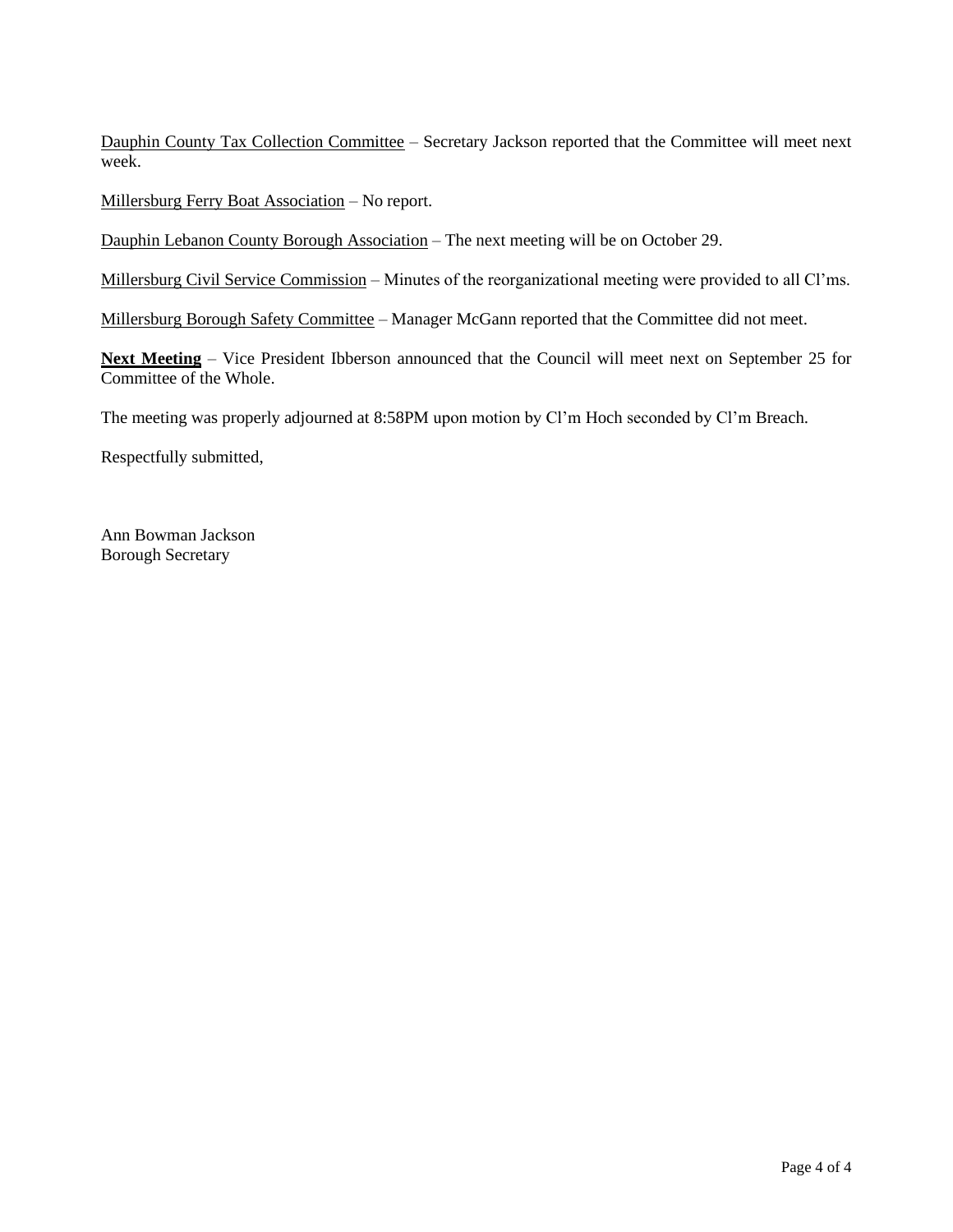Dauphin County Tax Collection Committee – Secretary Jackson reported that the Committee will meet next week.

Millersburg Ferry Boat Association – No report.

Dauphin Lebanon County Borough Association – The next meeting will be on October 29.

Millersburg Civil Service Commission – Minutes of the reorganizational meeting were provided to all Cl'ms.

Millersburg Borough Safety Committee – Manager McGann reported that the Committee did not meet.

**Next Meeting** – Vice President Ibberson announced that the Council will meet next on September 25 for Committee of the Whole.

The meeting was properly adjourned at 8:58PM upon motion by Cl'm Hoch seconded by Cl'm Breach.

Respectfully submitted,

Ann Bowman Jackson
Borough Secretary